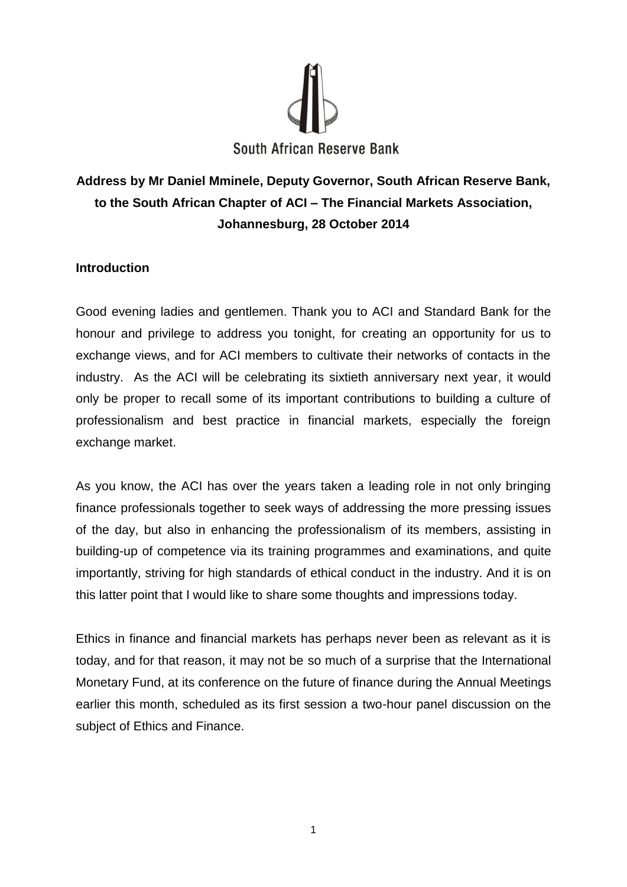South African Reserve Bank

**Address by Mr Daniel Mminele, Deputy Governor, South African Reserve Bank, to the South African Chapter of ACI – The Financial Markets Association, Johannesburg, 28 October 2014**

## Introduction

Good evening ladies and gentlemen. Thank you to ACI and Standard Bank for the honour and privilege to address you tonight, for creating an opportunity for us to exchange views, and for ACI members to cultivate their networks of contacts in the industry. As the ACI will be celebrating its sixtieth anniversary next year, it would only be proper to recall some of its important contributions to building a culture of professionalism and best practice in financial markets, especially the foreign exchange market.

As you know, the ACI has over the years taken a leading role in not only bringing finance professionals together to seek ways of addressing the more pressing issues of the day, but also in enhancing the professionalism of its members, assisting in building-up of competence via its training programmes and examinations, and quite importantly, striving for high standards of ethical conduct in the industry. And it is on this latter point that I would like to share some thoughts and impressions today.

Ethics in finance and financial markets has perhaps never been as relevant as it is today, and for that reason, it may not be so much of a surprise that the International Monetary Fund, at its conference on the future of finance during the Annual Meetings earlier this month, scheduled as its first session a two-hour panel discussion on the subject of Ethics and Finance.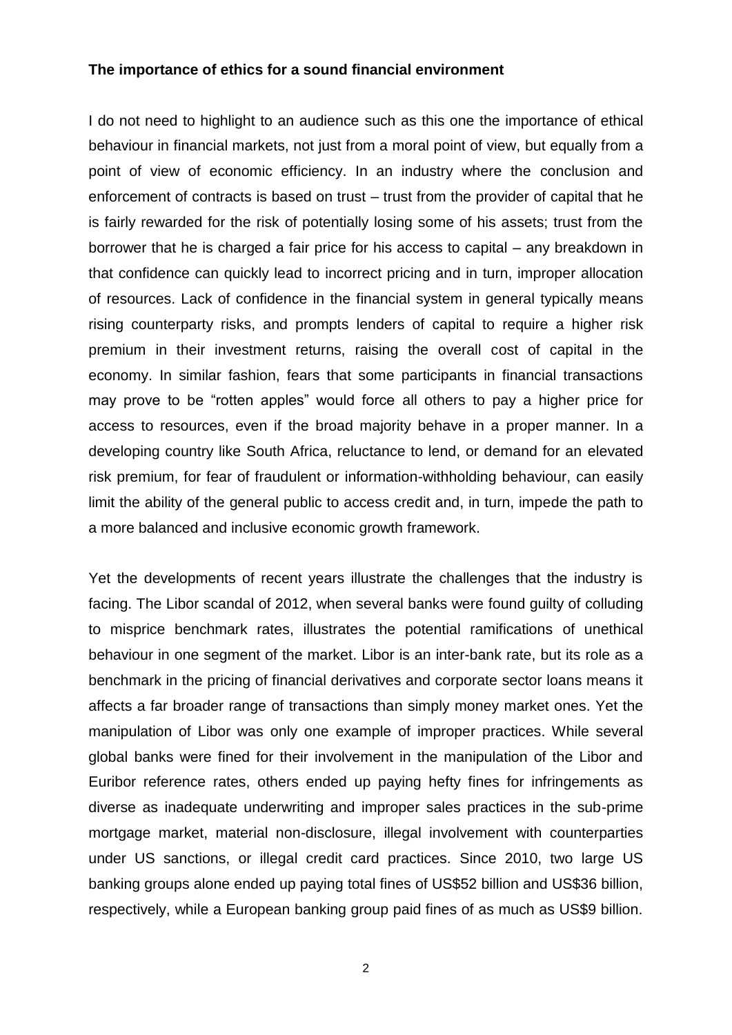**The importance of ethics for a sound financial environment**

I do not need to highlight to an audience such as this one the importance of ethical behaviour in financial markets, not just from a moral point of view, but equally from a point of view of economic efficiency. In an industry where the conclusion and enforcement of contracts is based on trust – trust from the provider of capital that he is fairly rewarded for the risk of potentially losing some of his assets; trust from the borrower that he is charged a fair price for his access to capital – any breakdown in that confidence can quickly lead to incorrect pricing and in turn, improper allocation of resources. Lack of confidence in the financial system in general typically means rising counterparty risks, and prompts lenders of capital to require a higher risk premium in their investment returns, raising the overall cost of capital in the economy. In similar fashion, fears that some participants in financial transactions may prove to be "rotten apples" would force all others to pay a higher price for access to resources, even if the broad majority behave in a proper manner. In a developing country like South Africa, reluctance to lend, or demand for an elevated risk premium, for fear of fraudulent or information-withholding behaviour, can easily limit the ability of the general public to access credit and, in turn, impede the path to a more balanced and inclusive economic growth framework.

Yet the developments of recent years illustrate the challenges that the industry is facing. The Libor scandal of 2012, when several banks were found guilty of colluding to misprice benchmark rates, illustrates the potential ramifications of unethical behaviour in one segment of the market. Libor is an inter-bank rate, but its role as a benchmark in the pricing of financial derivatives and corporate sector loans means it affects a far broader range of transactions than simply money market ones. Yet the manipulation of Libor was only one example of improper practices. While several global banks were fined for their involvement in the manipulation of the Libor and Euribor reference rates, others ended up paying hefty fines for infringements as diverse as inadequate underwriting and improper sales practices in the sub-prime mortgage market, material non-disclosure, illegal involvement with counterparties under US sanctions, or illegal credit card practices. Since 2010, two large US banking groups alone ended up paying total fines of US$52 billion and US$36 billion, respectively, while a European banking group paid fines of as much as US$9 billion.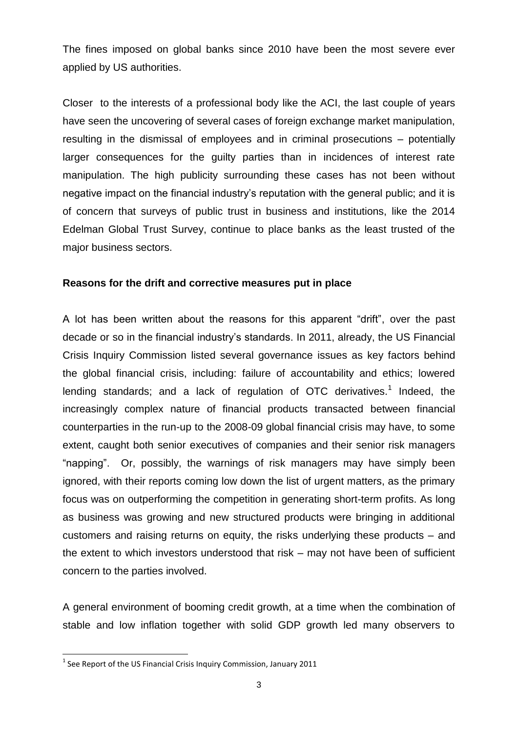The fines imposed on global banks since 2010 have been the most severe ever applied by US authorities.

Closer to the interests of a professional body like the ACI, the last couple of years have seen the uncovering of several cases of foreign exchange market manipulation, resulting in the dismissal of employees and in criminal prosecutions – potentially larger consequences for the guilty parties than in incidences of interest rate manipulation. The high publicity surrounding these cases has not been without negative impact on the financial industry's reputation with the general public; and it is of concern that surveys of public trust in business and institutions, like the 2014 Edelman Global Trust Survey, continue to place banks as the least trusted of the major business sectors.

**Reasons for the drift and corrective measures put in place**

A lot has been written about the reasons for this apparent "drift", over the past decade or so in the financial industry's standards. In 2011, already, the US Financial Crisis Inquiry Commission listed several governance issues as key factors behind the global financial crisis, including: failure of accountability and ethics; lowered lending standards; and a lack of regulation of OTC derivatives.[1] Indeed, the increasingly complex nature of financial products transacted between financial counterparties in the run-up to the 2008-09 global financial crisis may have, to some extent, caught both senior executives of companies and their senior risk managers "napping". Or, possibly, the warnings of risk managers may have simply been ignored, with their reports coming low down the list of urgent matters, as the primary focus was on outperforming the competition in generating short-term profits. As long as business was growing and new structured products were bringing in additional customers and raising returns on equity, the risks underlying these products – and the extent to which investors understood that risk – may not have been of sufficient concern to the parties involved.

A general environment of booming credit growth, at a time when the combination of stable and low inflation together with solid GDP growth led many observers to

[1] See Report of the US Financial Crisis Inquiry Commission, January 2011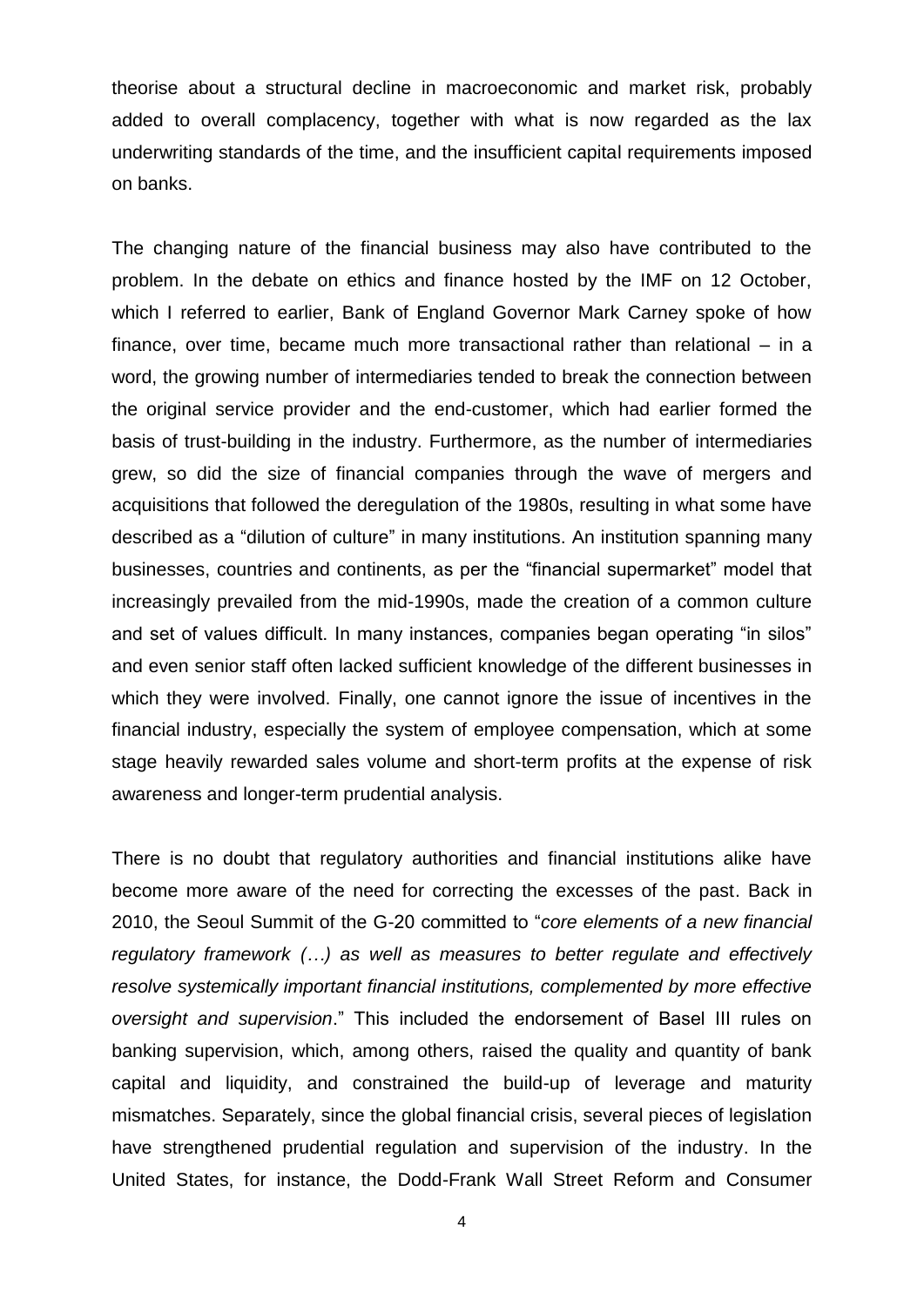theorise about a structural decline in macroeconomic and market risk, probably added to overall complacency, together with what is now regarded as the lax underwriting standards of the time, and the insufficient capital requirements imposed on banks.

The changing nature of the financial business may also have contributed to the problem. In the debate on ethics and finance hosted by the IMF on 12 October, which I referred to earlier, Bank of England Governor Mark Carney spoke of how finance, over time, became much more transactional rather than relational – in a word, the growing number of intermediaries tended to break the connection between the original service provider and the end-customer, which had earlier formed the basis of trust-building in the industry. Furthermore, as the number of intermediaries grew, so did the size of financial companies through the wave of mergers and acquisitions that followed the deregulation of the 1980s, resulting in what some have described as a "dilution of culture" in many institutions. An institution spanning many businesses, countries and continents, as per the "financial supermarket" model that increasingly prevailed from the mid-1990s, made the creation of a common culture and set of values difficult. In many instances, companies began operating "in silos" and even senior staff often lacked sufficient knowledge of the different businesses in which they were involved. Finally, one cannot ignore the issue of incentives in the financial industry, especially the system of employee compensation, which at some stage heavily rewarded sales volume and short-term profits at the expense of risk awareness and longer-term prudential analysis.

There is no doubt that regulatory authorities and financial institutions alike have become more aware of the need for correcting the excesses of the past. Back in 2010, the Seoul Summit of the G-20 committed to "*core elements of a new financial regulatory framework (…) as well as measures to better regulate and effectively resolve systemically important financial institutions, complemented by more effective oversight and supervision*." This included the endorsement of Basel III rules on banking supervision, which, among others, raised the quality and quantity of bank capital and liquidity, and constrained the build-up of leverage and maturity mismatches. Separately, since the global financial crisis, several pieces of legislation have strengthened prudential regulation and supervision of the industry. In the United States, for instance, the Dodd-Frank Wall Street Reform and Consumer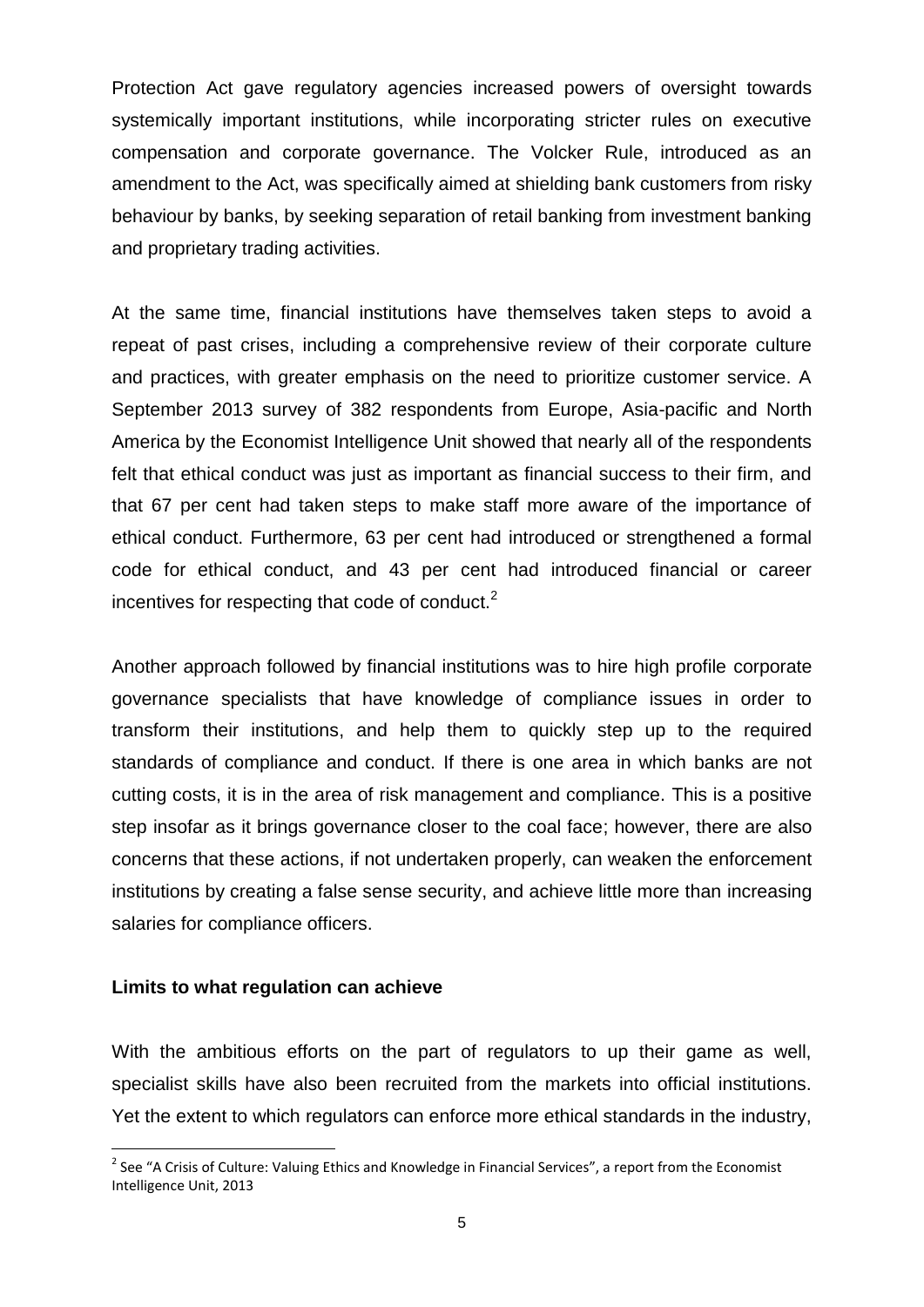Protection Act gave regulatory agencies increased powers of oversight towards systemically important institutions, while incorporating stricter rules on executive compensation and corporate governance. The Volcker Rule, introduced as an amendment to the Act, was specifically aimed at shielding bank customers from risky behaviour by banks, by seeking separation of retail banking from investment banking and proprietary trading activities.

At the same time, financial institutions have themselves taken steps to avoid a repeat of past crises, including a comprehensive review of their corporate culture and practices, with greater emphasis on the need to prioritize customer service. A September 2013 survey of 382 respondents from Europe, Asia-pacific and North America by the Economist Intelligence Unit showed that nearly all of the respondents felt that ethical conduct was just as important as financial success to their firm, and that 67 per cent had taken steps to make staff more aware of the importance of ethical conduct. Furthermore, 63 per cent had introduced or strengthened a formal code for ethical conduct, and 43 per cent had introduced financial or career incentives for respecting that code of conduct.[2]

Another approach followed by financial institutions was to hire high profile corporate governance specialists that have knowledge of compliance issues in order to transform their institutions, and help them to quickly step up to the required standards of compliance and conduct. If there is one area in which banks are not cutting costs, it is in the area of risk management and compliance. This is a positive step insofar as it brings governance closer to the coal face; however, there are also concerns that these actions, if not undertaken properly, can weaken the enforcement institutions by creating a false sense security, and achieve little more than increasing salaries for compliance officers.

**Limits to what regulation can achieve**

With the ambitious efforts on the part of regulators to up their game as well, specialist skills have also been recruited from the markets into official institutions. Yet the extent to which regulators can enforce more ethical standards in the industry,

[2] See "A Crisis of Culture: Valuing Ethics and Knowledge in Financial Services", a report from the Economist Intelligence Unit, 2013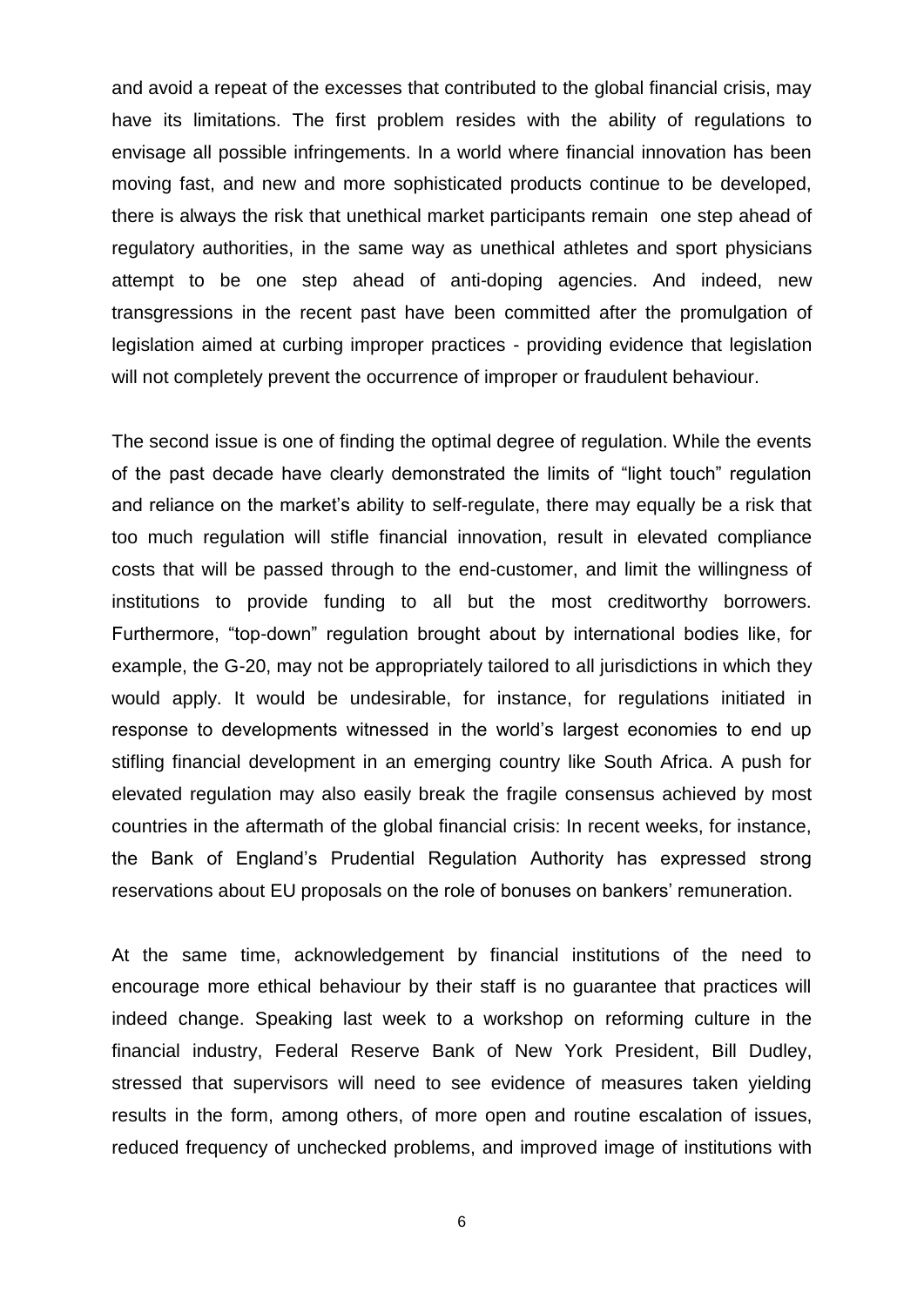and avoid a repeat of the excesses that contributed to the global financial crisis, may have its limitations. The first problem resides with the ability of regulations to envisage all possible infringements. In a world where financial innovation has been moving fast, and new and more sophisticated products continue to be developed, there is always the risk that unethical market participants remain one step ahead of regulatory authorities, in the same way as unethical athletes and sport physicians attempt to be one step ahead of anti-doping agencies. And indeed, new transgressions in the recent past have been committed after the promulgation of legislation aimed at curbing improper practices - providing evidence that legislation will not completely prevent the occurrence of improper or fraudulent behaviour.

The second issue is one of finding the optimal degree of regulation. While the events of the past decade have clearly demonstrated the limits of "light touch" regulation and reliance on the market's ability to self-regulate, there may equally be a risk that too much regulation will stifle financial innovation, result in elevated compliance costs that will be passed through to the end-customer, and limit the willingness of institutions to provide funding to all but the most creditworthy borrowers. Furthermore, "top-down" regulation brought about by international bodies like, for example, the G-20, may not be appropriately tailored to all jurisdictions in which they would apply. It would be undesirable, for instance, for regulations initiated in response to developments witnessed in the world's largest economies to end up stifling financial development in an emerging country like South Africa. A push for elevated regulation may also easily break the fragile consensus achieved by most countries in the aftermath of the global financial crisis: In recent weeks, for instance, the Bank of England's Prudential Regulation Authority has expressed strong reservations about EU proposals on the role of bonuses on bankers' remuneration.

At the same time, acknowledgement by financial institutions of the need to encourage more ethical behaviour by their staff is no guarantee that practices will indeed change. Speaking last week to a workshop on reforming culture in the financial industry, Federal Reserve Bank of New York President, Bill Dudley, stressed that supervisors will need to see evidence of measures taken yielding results in the form, among others, of more open and routine escalation of issues, reduced frequency of unchecked problems, and improved image of institutions with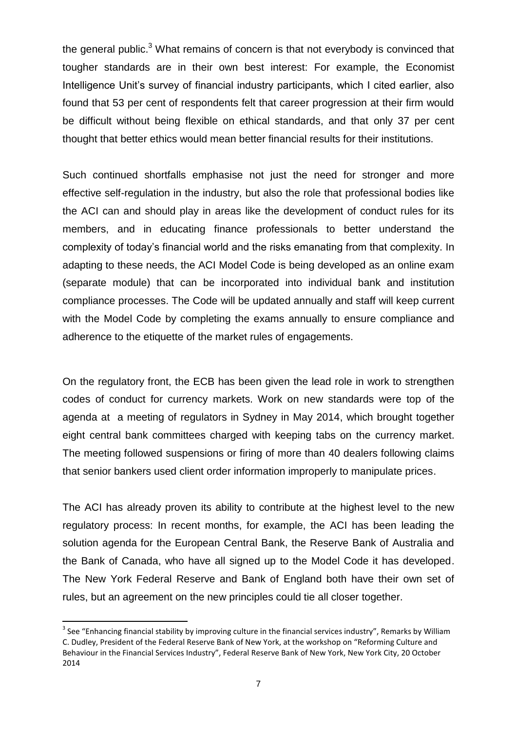the general public.[3] What remains of concern is that not everybody is convinced that tougher standards are in their own best interest: For example, the Economist Intelligence Unit's survey of financial industry participants, which I cited earlier, also found that 53 per cent of respondents felt that career progression at their firm would be difficult without being flexible on ethical standards, and that only 37 per cent thought that better ethics would mean better financial results for their institutions.

Such continued shortfalls emphasise not just the need for stronger and more effective self-regulation in the industry, but also the role that professional bodies like the ACI can and should play in areas like the development of conduct rules for its members, and in educating finance professionals to better understand the complexity of today's financial world and the risks emanating from that complexity. In adapting to these needs, the ACI Model Code is being developed as an online exam (separate module) that can be incorporated into individual bank and institution compliance processes. The Code will be updated annually and staff will keep current with the Model Code by completing the exams annually to ensure compliance and adherence to the etiquette of the market rules of engagements.

On the regulatory front, the ECB has been given the lead role in work to strengthen codes of conduct for currency markets. Work on new standards were top of the agenda at a meeting of regulators in Sydney in May 2014, which brought together eight central bank committees charged with keeping tabs on the currency market. The meeting followed suspensions or firing of more than 40 dealers following claims that senior bankers used client order information improperly to manipulate prices.

The ACI has already proven its ability to contribute at the highest level to the new regulatory process: In recent months, for example, the ACI has been leading the solution agenda for the European Central Bank, the Reserve Bank of Australia and the Bank of Canada, who have all signed up to the Model Code it has developed. The New York Federal Reserve and Bank of England both have their own set of rules, but an agreement on the new principles could tie all closer together.

[3] See "Enhancing financial stability by improving culture in the financial services industry", Remarks by William C. Dudley, President of the Federal Reserve Bank of New York, at the workshop on "Reforming Culture and Behaviour in the Financial Services Industry", Federal Reserve Bank of New York, New York City, 20 October 2014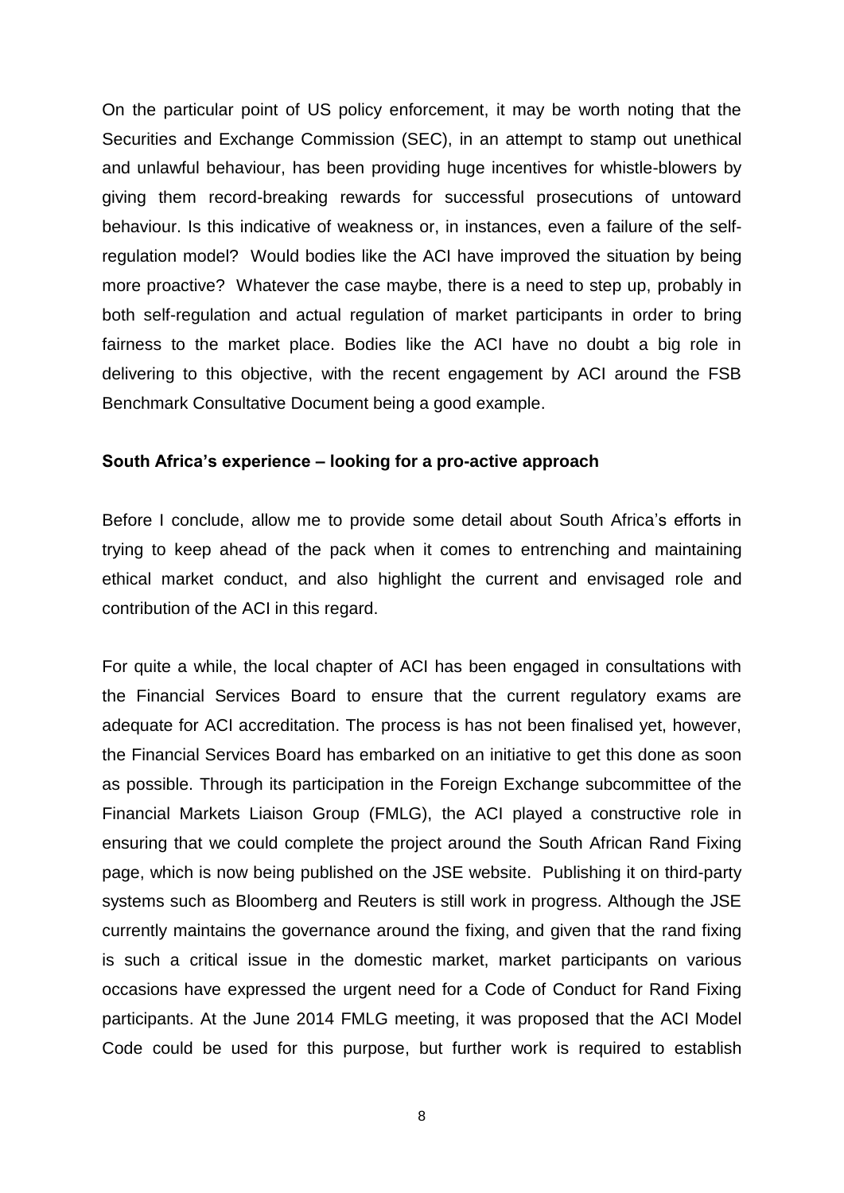On the particular point of US policy enforcement, it may be worth noting that the Securities and Exchange Commission (SEC), in an attempt to stamp out unethical and unlawful behaviour, has been providing huge incentives for whistle-blowers by giving them record-breaking rewards for successful prosecutions of untoward behaviour. Is this indicative of weakness or, in instances, even a failure of the self-regulation model? Would bodies like the ACI have improved the situation by being more proactive? Whatever the case maybe, there is a need to step up, probably in both self-regulation and actual regulation of market participants in order to bring fairness to the market place. Bodies like the ACI have no doubt a big role in delivering to this objective, with the recent engagement by ACI around the FSB Benchmark Consultative Document being a good example.

**South Africa's experience – looking for a pro-active approach**

Before I conclude, allow me to provide some detail about South Africa's efforts in trying to keep ahead of the pack when it comes to entrenching and maintaining ethical market conduct, and also highlight the current and envisaged role and contribution of the ACI in this regard.

For quite a while, the local chapter of ACI has been engaged in consultations with the Financial Services Board to ensure that the current regulatory exams are adequate for ACI accreditation. The process is has not been finalised yet, however, the Financial Services Board has embarked on an initiative to get this done as soon as possible. Through its participation in the Foreign Exchange subcommittee of the Financial Markets Liaison Group (FMLG), the ACI played a constructive role in ensuring that we could complete the project around the South African Rand Fixing page, which is now being published on the JSE website. Publishing it on third-party systems such as Bloomberg and Reuters is still work in progress. Although the JSE currently maintains the governance around the fixing, and given that the rand fixing is such a critical issue in the domestic market, market participants on various occasions have expressed the urgent need for a Code of Conduct for Rand Fixing participants. At the June 2014 FMLG meeting, it was proposed that the ACI Model Code could be used for this purpose, but further work is required to establish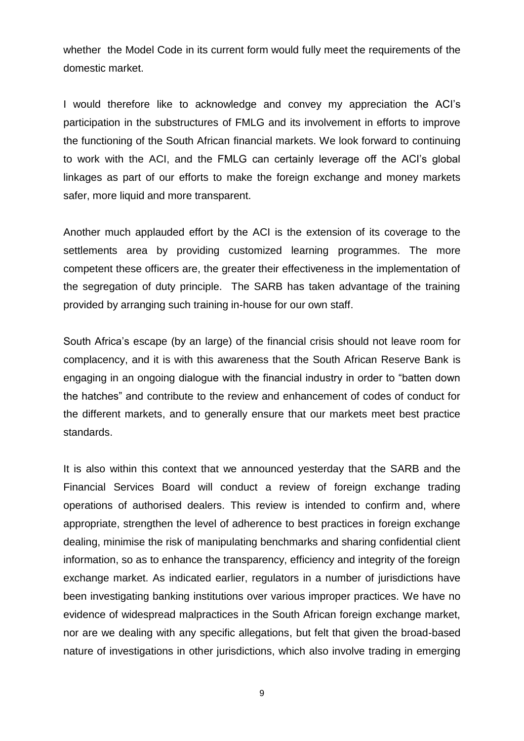whether  the Model Code in its current form would fully meet the requirements of the domestic market.

I would therefore like to acknowledge and convey my appreciation the ACI's participation in the substructures of FMLG and its involvement in efforts to improve the functioning of the South African financial markets. We look forward to continuing to work with the ACI, and the FMLG can certainly leverage off the ACI's global linkages as part of our efforts to make the foreign exchange and money markets safer, more liquid and more transparent.

Another much applauded effort by the ACI is the extension of its coverage to the settlements area by providing customized learning programmes. The more competent these officers are, the greater their effectiveness in the implementation of the segregation of duty principle.  The SARB has taken advantage of the training provided by arranging such training in-house for our own staff.

South Africa's escape (by an large) of the financial crisis should not leave room for complacency, and it is with this awareness that the South African Reserve Bank is engaging in an ongoing dialogue with the financial industry in order to "batten down the hatches" and contribute to the review and enhancement of codes of conduct for the different markets, and to generally ensure that our markets meet best practice standards.

It is also within this context that we announced yesterday that the SARB and the Financial Services Board will conduct a review of foreign exchange trading operations of authorised dealers. This review is intended to confirm and, where appropriate, strengthen the level of adherence to best practices in foreign exchange dealing, minimise the risk of manipulating benchmarks and sharing confidential client information, so as to enhance the transparency, efficiency and integrity of the foreign exchange market. As indicated earlier, regulators in a number of jurisdictions have been investigating banking institutions over various improper practices. We have no evidence of widespread malpractices in the South African foreign exchange market, nor are we dealing with any specific allegations, but felt that given the broad-based nature of investigations in other jurisdictions, which also involve trading in emerging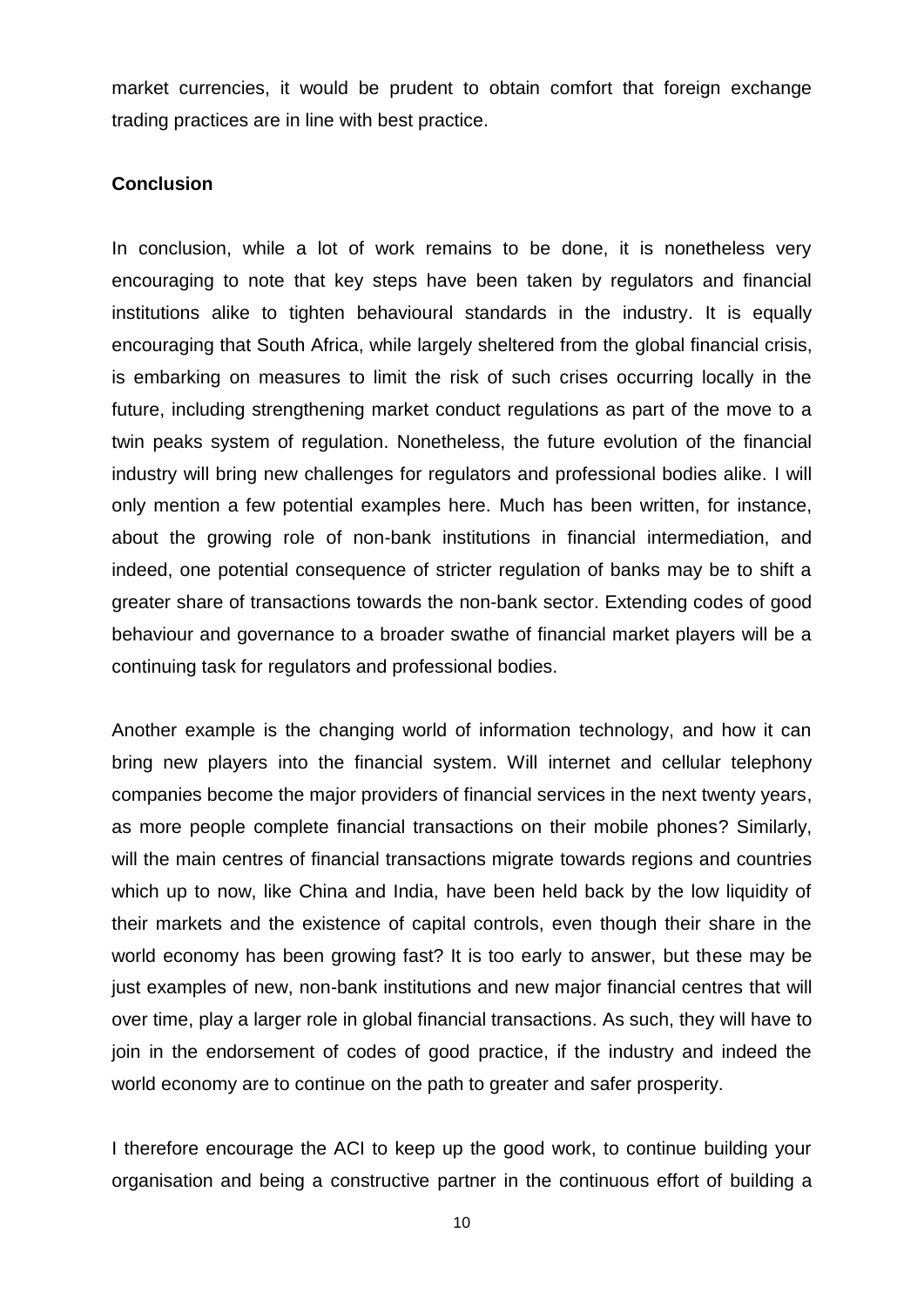market currencies, it would be prudent to obtain comfort that foreign exchange trading practices are in line with best practice.

**Conclusion**

In conclusion, while a lot of work remains to be done, it is nonetheless very encouraging to note that key steps have been taken by regulators and financial institutions alike to tighten behavioural standards in the industry. It is equally encouraging that South Africa, while largely sheltered from the global financial crisis, is embarking on measures to limit the risk of such crises occurring locally in the future, including strengthening market conduct regulations as part of the move to a twin peaks system of regulation. Nonetheless, the future evolution of the financial industry will bring new challenges for regulators and professional bodies alike. I will only mention a few potential examples here. Much has been written, for instance, about the growing role of non-bank institutions in financial intermediation, and indeed, one potential consequence of stricter regulation of banks may be to shift a greater share of transactions towards the non-bank sector. Extending codes of good behaviour and governance to a broader swathe of financial market players will be a continuing task for regulators and professional bodies.

Another example is the changing world of information technology, and how it can bring new players into the financial system. Will internet and cellular telephony companies become the major providers of financial services in the next twenty years, as more people complete financial transactions on their mobile phones? Similarly, will the main centres of financial transactions migrate towards regions and countries which up to now, like China and India, have been held back by the low liquidity of their markets and the existence of capital controls, even though their share in the world economy has been growing fast? It is too early to answer, but these may be just examples of new, non-bank institutions and new major financial centres that will over time, play a larger role in global financial transactions. As such, they will have to join in the endorsement of codes of good practice, if the industry and indeed the world economy are to continue on the path to greater and safer prosperity.

I therefore encourage the ACI to keep up the good work, to continue building your organisation and being a constructive partner in the continuous effort of building a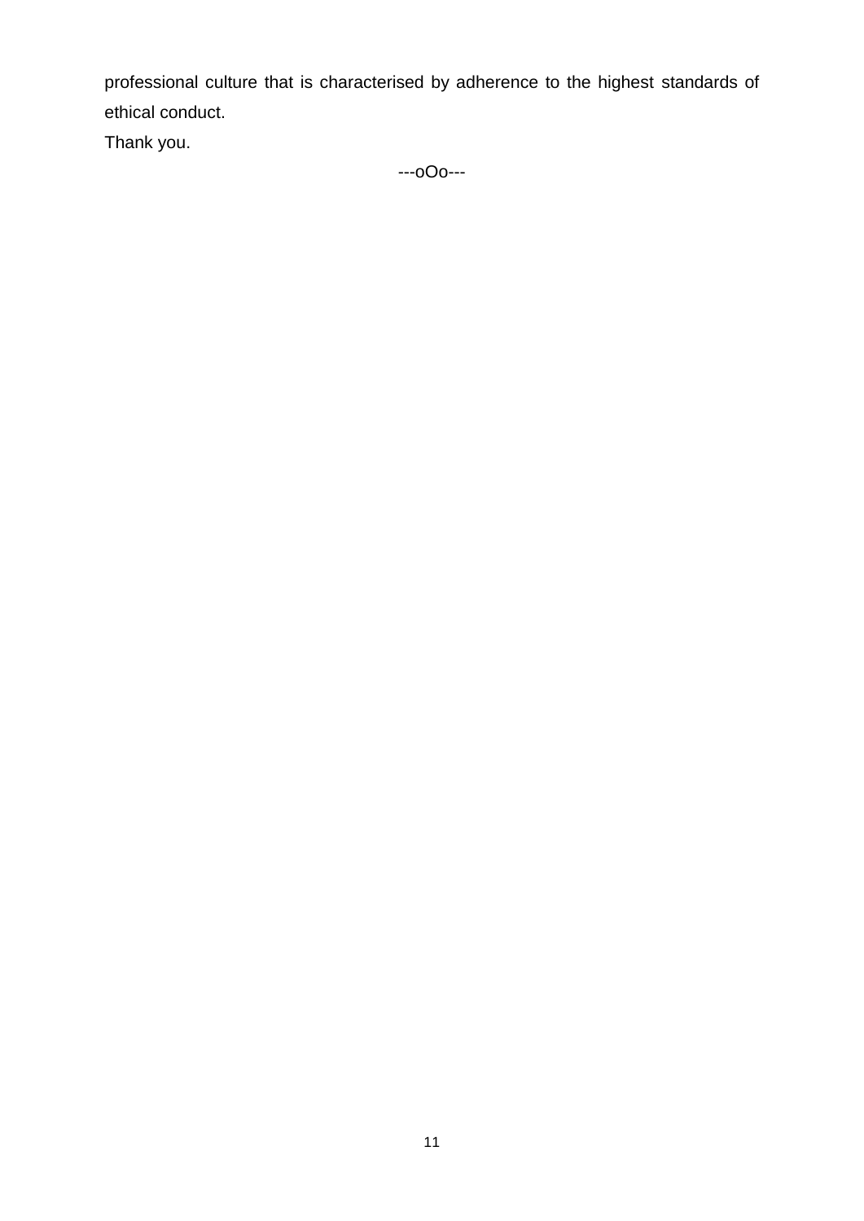professional culture that is characterised by adherence to the highest standards of ethical conduct.

Thank you.

---oOo---